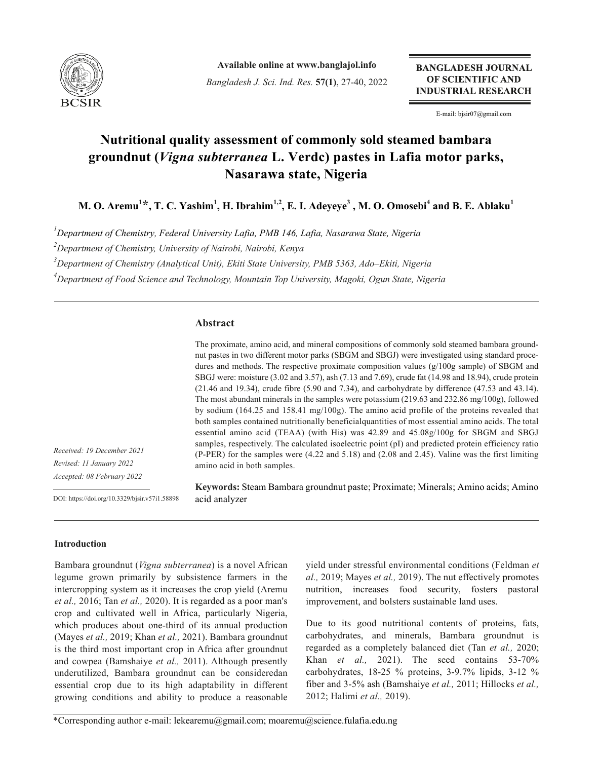Available online at www.banglajol.info

*Bangladesh J. Sci. Ind. Res.* **57(1)**, 27-40, 2022

**BANGLADESH JOURNAL OF SCIENTIFIC AND INDUSTRIAL RESEARCH**

E-mail: bjsir07@gmail.com

# Nutritional quality assessment of commonly sold steamed bambara groundnut (*Vigna subterranea* L. Verdc) pastes in Lafia motor parks, Nasarawa state, Nigeria

**M. O. Aremu[1]*, T. C. Yashim[1], H. Ibrahim[1,2], E. I. Adeyeye[3], M. O. Omosebi[4] and B. E. Ablaku[1]**

[1]*Department of Chemistry, Federal University Lafia, PMB 146, Lafia, Nasarawa State, Nigeria*

[2]*Department of Chemistry, University of Nairobi, Nairobi, Kenya*

[3]*Department of Chemistry (Analytical Unit), Ekiti State University, PMB 5363, Ado–Ekiti, Nigeria*

[4]*Department of Food Science and Technology, Mountain Top University, Magoki, Ogun State, Nigeria*

*Received: 19 December 2021*
*Revised: 11 January 2022*
*Accepted: 08 February 2022*

DOI: https://doi.org/10.3329/bjsir.v57i1.58898

## Abstract

The proximate, amino acid, and mineral compositions of commonly sold steamed bambara groundnut pastes in two different motor parks (SBGM and SBGJ) were investigated using standard procedures and methods. The respective proximate composition values (g/100g sample) of SBGM and SBGJ were: moisture (3.02 and 3.57), ash (7.13 and 7.69), crude fat (14.98 and 18.94), crude protein (21.46 and 19.34), crude fibre (5.90 and 7.34), and carbohydrate by difference (47.53 and 43.14). The most abundant minerals in the samples were potassium (219.63 and 232.86 mg/100g), followed by sodium (164.25 and 158.41 mg/100g). The amino acid profile of the proteins revealed that both samples contained nutritionally beneficialquantities of most essential amino acids. The total essential amino acid (TEAA) (with His) was 42.89 and 45.08g/100g for SBGM and SBGJ samples, respectively. The calculated isoelectric point (pI) and predicted protein efficiency ratio (P-PER) for the samples were (4.22 and 5.18) and (2.08 and 2.45). Valine was the first limiting amino acid in both samples.

**Keywords:** Steam Bambara groundnut paste; Proximate; Minerals; Amino acids; Amino acid analyzer

## Introduction

Bambara groundnut (*Vigna subterranea*) is a novel African legume grown primarily by subsistence farmers in the intercropping system as it increases the crop yield (Aremu *et al.,* 2016; Tan *et al.,* 2020). It is regarded as a poor man's crop and cultivated well in Africa, particularly Nigeria, which produces about one-third of its annual production (Mayes *et al.,* 2019; Khan *et al.,* 2021). Bambara groundnut is the third most important crop in Africa after groundnut and cowpea (Bamshaiye *et al.,* 2011). Although presently underutilized, Bambara groundnut can be consideredan essential crop due to its high adaptability in different growing conditions and ability to produce a reasonable yield under stressful environmental conditions (Feldman *et al.,* 2019; Mayes *et al.,* 2019). The nut effectively promotes nutrition, increases food security, fosters pastoral improvement, and bolsters sustainable land uses.

Due to its good nutritional contents of proteins, fats, carbohydrates, and minerals, Bambara groundnut is regarded as a completely balanced diet (Tan *et al.,* 2020; Khan *et al.,* 2021). The seed contains 53-70% carbohydrates, 18-25 % proteins, 3-9.7% lipids, 3-12 % fiber and 3-5% ash (Bamshaiye *et al.,* 2011; Hillocks *et al.,* 2012; Halimi *et al.,* 2019).

*Corresponding author e-mail: lekearemu@gmail.com; moaremu@science.fulafia.edu.ng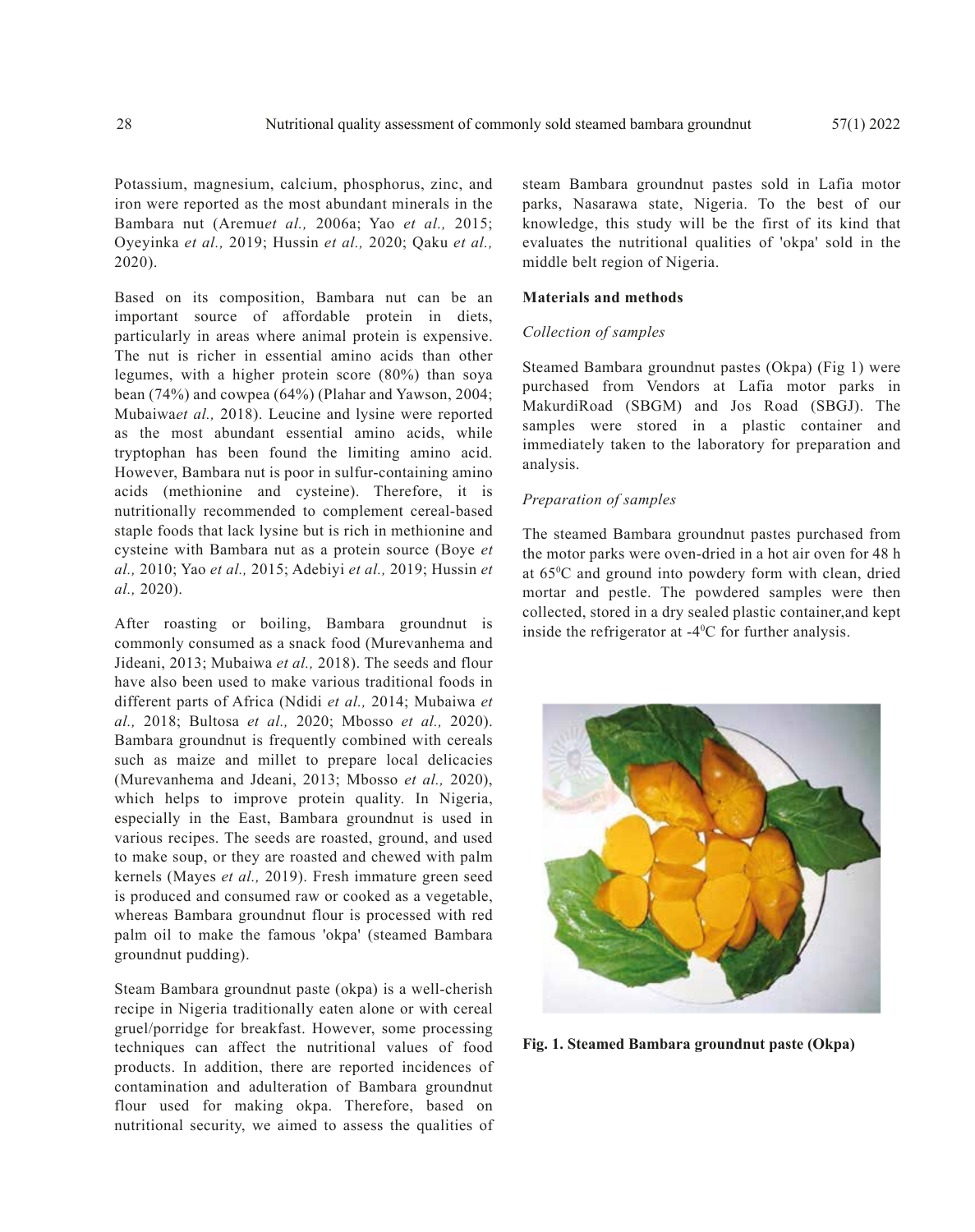Potassium, magnesium, calcium, phosphorus, zinc, and iron were reported as the most abundant minerals in the Bambara nut (Aremu*et al.,* 2006a; Yao *et al.,* 2015; Oyeyinka *et al.,* 2019; Hussin *et al.,* 2020; Qaku *et al.,* 2020).

Based on its composition, Bambara nut can be an important source of affordable protein in diets, particularly in areas where animal protein is expensive. The nut is richer in essential amino acids than other legumes, with a higher protein score (80%) than soya bean (74%) and cowpea (64%) (Plahar and Yawson, 2004; Mubaiwa*et al.,* 2018). Leucine and lysine were reported as the most abundant essential amino acids, while tryptophan has been found the limiting amino acid. However, Bambara nut is poor in sulfur-containing amino acids (methionine and cysteine). Therefore, it is nutritionally recommended to complement cereal-based staple foods that lack lysine but is rich in methionine and cysteine with Bambara nut as a protein source (Boye *et al.,* 2010; Yao *et al.,* 2015; Adebiyi *et al.,* 2019; Hussin *et al.,* 2020).

After roasting or boiling, Bambara groundnut is commonly consumed as a snack food (Murevanhema and Jideani, 2013; Mubaiwa *et al.,* 2018). The seeds and flour have also been used to make various traditional foods in different parts of Africa (Ndidi *et al.,* 2014; Mubaiwa *et al.,* 2018; Bultosa *et al.,* 2020; Mbosso *et al.,* 2020). Bambara groundnut is frequently combined with cereals such as maize and millet to prepare local delicacies (Murevanhema and Jdeani, 2013; Mbosso *et al.,* 2020), which helps to improve protein quality. In Nigeria, especially in the East, Bambara groundnut is used in various recipes. The seeds are roasted, ground, and used to make soup, or they are roasted and chewed with palm kernels (Mayes *et al.,* 2019). Fresh immature green seed is produced and consumed raw or cooked as a vegetable, whereas Bambara groundnut flour is processed with red palm oil to make the famous 'okpa' (steamed Bambara groundnut pudding).

Steam Bambara groundnut paste (okpa) is a well-cherish recipe in Nigeria traditionally eaten alone or with cereal gruel/porridge for breakfast. However, some processing techniques can affect the nutritional values of food products. In addition, there are reported incidences of contamination and adulteration of Bambara groundnut flour used for making okpa. Therefore, based on nutritional security, we aimed to assess the qualities of steam Bambara groundnut pastes sold in Lafia motor parks, Nasarawa state, Nigeria. To the best of our knowledge, this study will be the first of its kind that evaluates the nutritional qualities of 'okpa' sold in the middle belt region of Nigeria.

## Materials and methods

### *Collection of samples*

Steamed Bambara groundnut pastes (Okpa) (Fig 1) were purchased from Vendors at Lafia motor parks in MakurdiRoad (SBGM) and Jos Road (SBGJ). The samples were stored in a plastic container and immediately taken to the laboratory for preparation and analysis.

### *Preparation of samples*

The steamed Bambara groundnut pastes purchased from the motor parks were oven-dried in a hot air oven for 48 h at 65$^0$C and ground into powdery form with clean, dried mortar and pestle. The powdered samples were then collected, stored in a dry sealed plastic container,and kept inside the refrigerator at -4$^0$C for further analysis.

**Fig. 1. Steamed Bambara groundnut paste (Okpa)**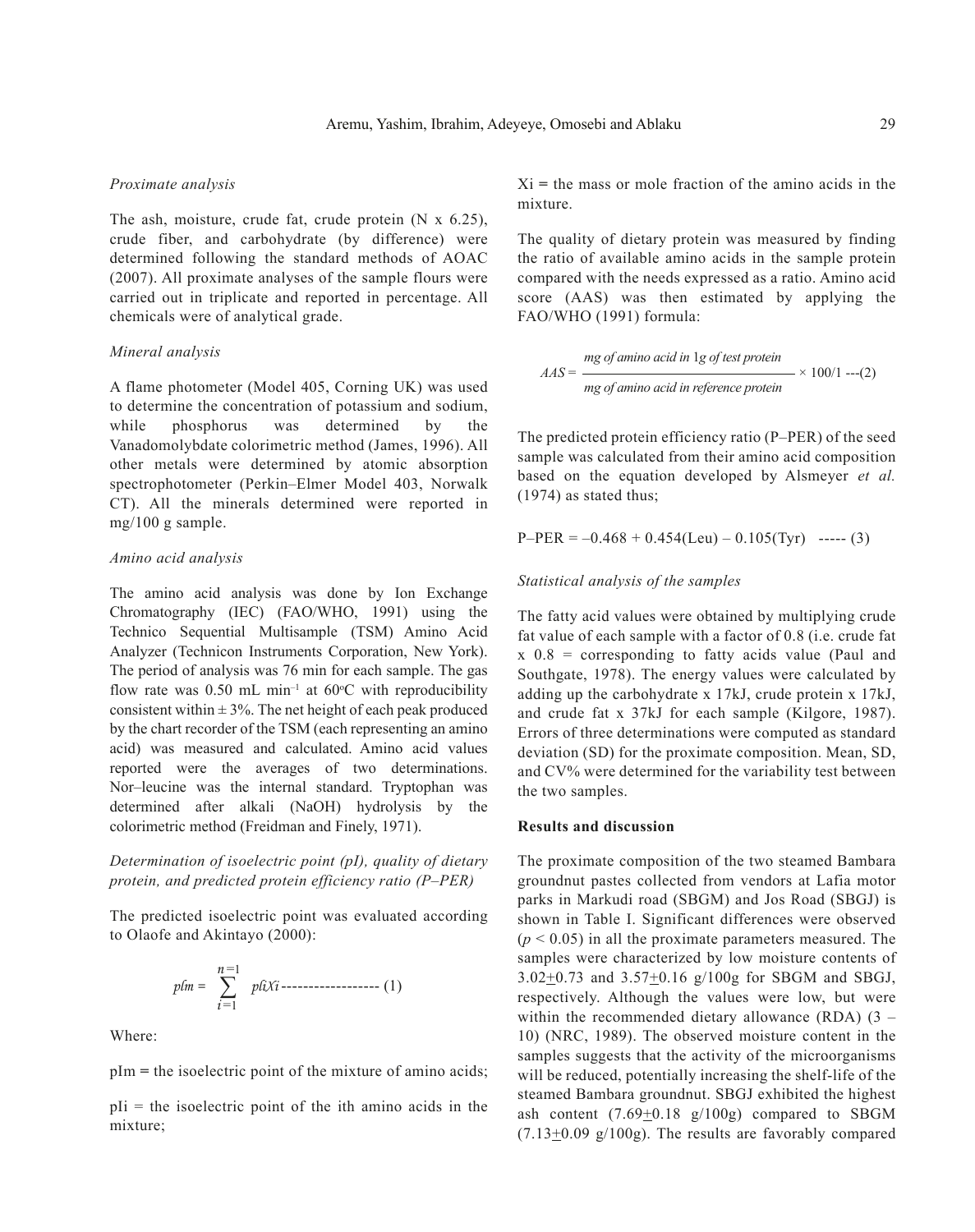*Proximate analysis*

The ash, moisture, crude fat, crude protein (N x 6.25), crude fiber, and carbohydrate (by difference) were determined following the standard methods of AOAC (2007). All proximate analyses of the sample flours were carried out in triplicate and reported in percentage. All chemicals were of analytical grade.

*Mineral analysis*

A flame photometer (Model 405, Corning UK) was used to determine the concentration of potassium and sodium, while phosphorus was determined by the Vanadomolybdate colorimetric method (James, 1996). All other metals were determined by atomic absorption spectrophotometer (Perkin–Elmer Model 403, Norwalk CT). All the minerals determined were reported in mg/100 g sample.

*Amino acid analysis*

The amino acid analysis was done by Ion Exchange Chromatography (IEC) (FAO/WHO, 1991) using the Technico Sequential Multisample (TSM) Amino Acid Analyzer (Technicon Instruments Corporation, New York). The period of analysis was 76 min for each sample. The gas flow rate was 0.50 mL min$^{-1}$ at 60$^{o}$C with reproducibility consistent within ± 3%. The net height of each peak produced by the chart recorder of the TSM (each representing an amino acid) was measured and calculated. Amino acid values reported were the averages of two determinations. Nor–leucine was the internal standard. Tryptophan was determined after alkali (NaOH) hydrolysis by the colorimetric method (Freidman and Finely, 1971).

*Determination of isoelectric point (pI), quality of dietary protein, and predicted protein efficiency ratio (P–PER)*

The predicted isoelectric point was evaluated according to Olaofe and Akintayo (2000):

$$pIm = \sum_{i=1}^{n=1} pIiXi \text{ ------------------ (1)}$$

Where:

pIm = the isoelectric point of the mixture of amino acids;

pIi = the isoelectric point of the ith amino acids in the mixture;

Xi = the mass or mole fraction of the amino acids in the mixture.

The quality of dietary protein was measured by finding the ratio of available amino acids in the sample protein compared with the needs expressed as a ratio. Amino acid score (AAS) was then estimated by applying the FAO/WHO (1991) formula:

$$AAS = \frac{mg\ of\ amino\ acid\ in\ 1g\ of\ test\ protein}{mg\ of\ amino\ acid\ in\ reference\ protein} \times 100/1 \text{ ---(2)}$$

The predicted protein efficiency ratio (P–PER) of the seed sample was calculated from their amino acid composition based on the equation developed by Alsmeyer *et al.* (1974) as stated thus;

$$\text{P–PER} = -0.468 + 0.454(\text{Leu}) - 0.105(\text{Tyr}) \text{ ----- (3)}$$

*Statistical analysis of the samples*

The fatty acid values were obtained by multiplying crude fat value of each sample with a factor of 0.8 (i.e. crude fat x 0.8 = corresponding to fatty acids value (Paul and Southgate, 1978). The energy values were calculated by adding up the carbohydrate x 17kJ, crude protein x 17kJ, and crude fat x 37kJ for each sample (Kilgore, 1987). Errors of three determinations were computed as standard deviation (SD) for the proximate composition. Mean, SD, and CV% were determined for the variability test between the two samples.

**Results and discussion**

The proximate composition of the two steamed Bambara groundnut pastes collected from vendors at Lafia motor parks in Markudi road (SBGM) and Jos Road (SBGJ) is shown in Table I. Significant differences were observed ($p < 0.05$) in all the proximate parameters measured. The samples were characterized by low moisture contents of 3.02±0.73 and 3.57±0.16 g/100g for SBGM and SBGJ, respectively. Although the values were low, but were within the recommended dietary allowance (RDA) (3 – 10) (NRC, 1989). The observed moisture content in the samples suggests that the activity of the microorganisms will be reduced, potentially increasing the shelf-life of the steamed Bambara groundnut. SBGJ exhibited the highest ash content (7.69±0.18 g/100g) compared to SBGM (7.13±0.09 g/100g). The results are favorably compared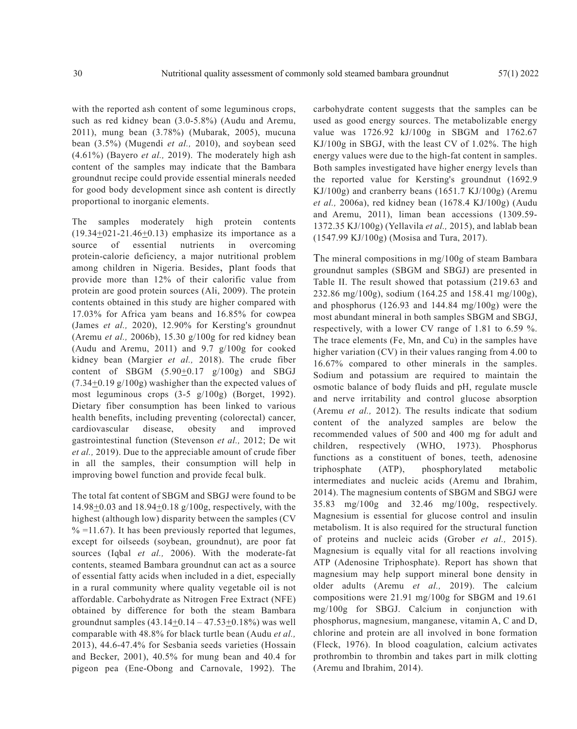with the reported ash content of some leguminous crops, such as red kidney bean (3.0-5.8%) (Audu and Aremu, 2011), mung bean (3.78%) (Mubarak, 2005), mucuna bean (3.5%) (Mugendi *et al.,* 2010), and soybean seed (4.61%) (Bayero *et al.,* 2019). The moderately high ash content of the samples may indicate that the Bambara groundnut recipe could provide essential minerals needed for good body development since ash content is directly proportional to inorganic elements.

The samples moderately high protein contents (19.34$\pm$021-21.46$\pm$0.13) emphasize its importance as a source of essential nutrients in overcoming protein-calorie deficiency, a major nutritional problem among children in Nigeria. Besides, plant foods that provide more than 12% of their calorific value from protein are good protein sources (Ali, 2009). The protein contents obtained in this study are higher compared with 17.03% for Africa yam beans and 16.85% for cowpea (James *et al.,* 2020), 12.90% for Kersting's groundnut (Aremu *et al.,* 2006b), 15.30 g/100g for red kidney bean (Audu and Aremu, 2011) and 9.7 g/100g for cooked kidney bean (Margier *et al.,* 2018). The crude fiber content of SBGM (5.90$\pm$0.17 g/100g) and SBGJ (7.34$\pm$0.19 g/100g) washigher than the expected values of most leguminous crops (3-5 g/100g) (Borget, 1992). Dietary fiber consumption has been linked to various health benefits, including preventing (colorectal) cancer, cardiovascular disease, obesity and improved gastrointestinal function (Stevenson *et al.,* 2012; De wit *et al.,* 2019). Due to the appreciable amount of crude fiber in all the samples, their consumption will help in improving bowel function and provide fecal bulk.

The total fat content of SBGM and SBGJ were found to be 14.98$\pm$0.03 and 18.94$\pm$0.18 g/100g, respectively, with the highest (although low) disparity between the samples (CV % =11.67). It has been previously reported that legumes, except for oilseeds (soybean, groundnut), are poor fat sources (Iqbal *et al.,* 2006). With the moderate-fat contents, steamed Bambara groundnut can act as a source of essential fatty acids when included in a diet, especially in a rural community where quality vegetable oil is not affordable. Carbohydrate as Nitrogen Free Extract (NFE) obtained by difference for both the steam Bambara groundnut samples (43.14$\pm$0.14 – 47.53$\pm$0.18%) was well comparable with 48.8% for black turtle bean (Audu *et al.,* 2013), 44.6-47.4% for Sesbania seeds varieties (Hossain and Becker, 2001), 40.5% for mung bean and 40.4 for pigeon pea (Ene-Obong and Carnovale, 1992). The carbohydrate content suggests that the samples can be used as good energy sources. The metabolizable energy value was 1726.92 kJ/100g in SBGM and 1762.67 KJ/100g in SBGJ, with the least CV of 1.02%. The high energy values were due to the high-fat content in samples. Both samples investigated have higher energy levels than the reported value for Kersting's groundnut (1692.9 KJ/100g) and cranberry beans (1651.7 KJ/100g) (Aremu *et al.,* 2006a), red kidney bean (1678.4 KJ/100g) (Audu and Aremu, 2011), liman bean accessions (1309.59-1372.35 KJ/100g) (Yellavila *et al.,* 2015), and lablab bean (1547.99 KJ/100g) (Mosisa and Tura, 2017).

The mineral compositions in mg/100g of steam Bambara groundnut samples (SBGM and SBGJ) are presented in Table II. The result showed that potassium (219.63 and 232.86 mg/100g), sodium (164.25 and 158.41 mg/100g), and phosphorus (126.93 and 144.84 mg/100g) were the most abundant mineral in both samples SBGM and SBGJ, respectively, with a lower CV range of 1.81 to 6.59 %. The trace elements (Fe, Mn, and Cu) in the samples have higher variation (CV) in their values ranging from 4.00 to 16.67% compared to other minerals in the samples. Sodium and potassium are required to maintain the osmotic balance of body fluids and pH, regulate muscle and nerve irritability and control glucose absorption (Aremu *et al.,* 2012). The results indicate that sodium content of the analyzed samples are below the recommended values of 500 and 400 mg for adult and children, respectively (WHO, 1973). Phosphorus functions as a constituent of bones, teeth, adenosine triphosphate (ATP), phosphorylated metabolic intermediates and nucleic acids (Aremu and Ibrahim, 2014). The magnesium contents of SBGM and SBGJ were 35.83 mg/100g and 32.46 mg/100g, respectively. Magnesium is essential for glucose control and insulin metabolism. It is also required for the structural function of proteins and nucleic acids (Grober *et al.,* 2015). Magnesium is equally vital for all reactions involving ATP (Adenosine Triphosphate). Report has shown that magnesium may help support mineral bone density in older adults (Aremu *et al.,* 2019). The calcium compositions were 21.91 mg/100g for SBGM and 19.61 mg/100g for SBGJ. Calcium in conjunction with phosphorus, magnesium, manganese, vitamin A, C and D, chlorine and protein are all involved in bone formation (Fleck, 1976). In blood coagulation, calcium activates prothrombin to thrombin and takes part in milk clotting (Aremu and Ibrahim, 2014).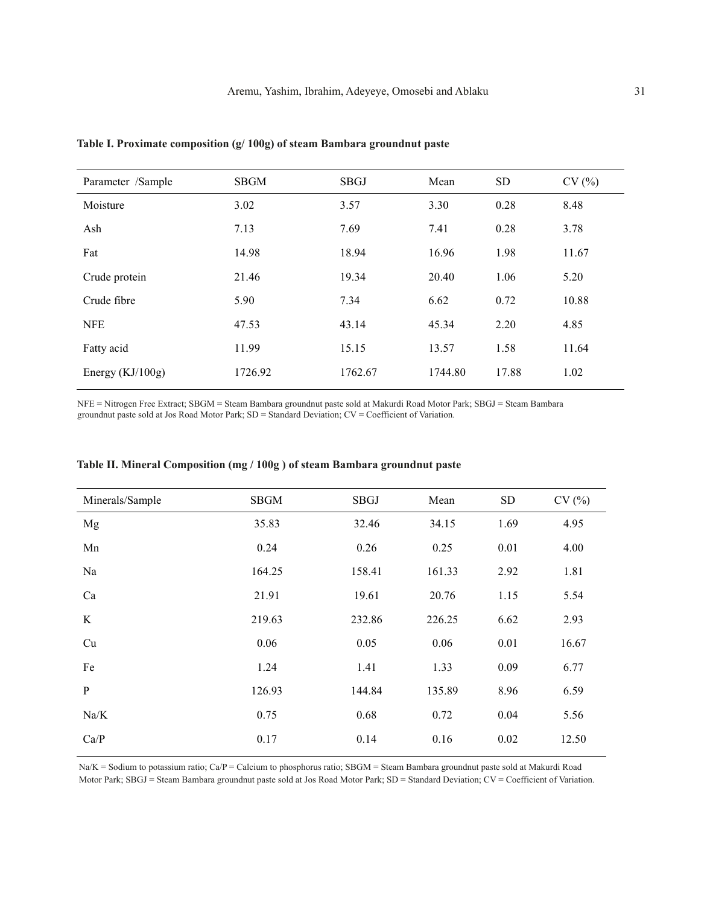**Table I. Proximate composition (g/ 100g) of steam Bambara groundnut paste**

| Parameter /Sample | SBGM | SBGJ | Mean | SD | CV (%) |
|---|---|---|---|---|---|
| Moisture | 3.02 | 3.57 | 3.30 | 0.28 | 8.48 |
| Ash | 7.13 | 7.69 | 7.41 | 0.28 | 3.78 |
| Fat | 14.98 | 18.94 | 16.96 | 1.98 | 11.67 |
| Crude protein | 21.46 | 19.34 | 20.40 | 1.06 | 5.20 |
| Crude fibre | 5.90 | 7.34 | 6.62 | 0.72 | 10.88 |
| NFE | 47.53 | 43.14 | 45.34 | 2.20 | 4.85 |
| Fatty acid | 11.99 | 15.15 | 13.57 | 1.58 | 11.64 |
| Energy (KJ/100g) | 1726.92 | 1762.67 | 1744.80 | 17.88 | 1.02 |

NFE = Nitrogen Free Extract; SBGM = Steam Bambara groundnut paste sold at Makurdi Road Motor Park; SBGJ = Steam Bambara groundnut paste sold at Jos Road Motor Park; SD = Standard Deviation; CV = Coefficient of Variation.

**Table II. Mineral Composition (mg / 100g ) of steam Bambara groundnut paste**

| Minerals/Sample | SBGM | SBGJ | Mean | SD | CV (%) |
|---|---|---|---|---|---|
| Mg | 35.83 | 32.46 | 34.15 | 1.69 | 4.95 |
| Mn | 0.24 | 0.26 | 0.25 | 0.01 | 4.00 |
| Na | 164.25 | 158.41 | 161.33 | 2.92 | 1.81 |
| Ca | 21.91 | 19.61 | 20.76 | 1.15 | 5.54 |
| K | 219.63 | 232.86 | 226.25 | 6.62 | 2.93 |
| Cu | 0.06 | 0.05 | 0.06 | 0.01 | 16.67 |
| Fe | 1.24 | 1.41 | 1.33 | 0.09 | 6.77 |
| P | 126.93 | 144.84 | 135.89 | 8.96 | 6.59 |
| Na/K | 0.75 | 0.68 | 0.72 | 0.04 | 5.56 |
| Ca/P | 0.17 | 0.14 | 0.16 | 0.02 | 12.50 |

Na/K = Sodium to potassium ratio; Ca/P = Calcium to phosphorus ratio; SBGM = Steam Bambara groundnut paste sold at Makurdi Road Motor Park; SBGJ = Steam Bambara groundnut paste sold at Jos Road Motor Park; SD = Standard Deviation; CV = Coefficient of Variation.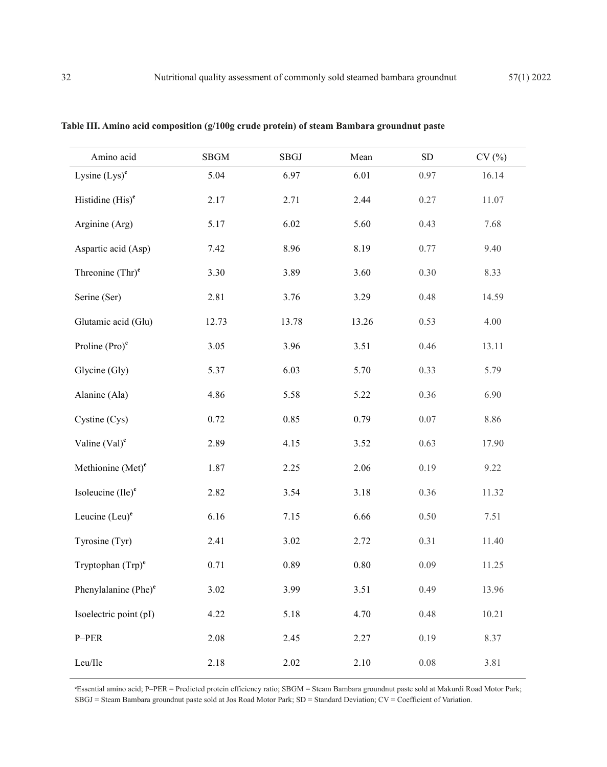**Table III. Amino acid composition (g/100g crude protein) of steam Bambara groundnut paste**

| Amino acid | SBGM | SBGJ | Mean | SD | CV (%) |
|---|---|---|---|---|---|
| Lysine (Lys)[e] | 5.04 | 6.97 | 6.01 | 0.97 | 16.14 |
| Histidine (His)[e] | 2.17 | 2.71 | 2.44 | 0.27 | 11.07 |
| Arginine (Arg) | 5.17 | 6.02 | 5.60 | 0.43 | 7.68 |
| Aspartic acid (Asp) | 7.42 | 8.96 | 8.19 | 0.77 | 9.40 |
| Threonine (Thr)[e] | 3.30 | 3.89 | 3.60 | 0.30 | 8.33 |
| Serine (Ser) | 2.81 | 3.76 | 3.29 | 0.48 | 14.59 |
| Glutamic acid (Glu) | 12.73 | 13.78 | 13.26 | 0.53 | 4.00 |
| Proline (Pro)[e] | 3.05 | 3.96 | 3.51 | 0.46 | 13.11 |
| Glycine (Gly) | 5.37 | 6.03 | 5.70 | 0.33 | 5.79 |
| Alanine (Ala) | 4.86 | 5.58 | 5.22 | 0.36 | 6.90 |
| Cystine (Cys) | 0.72 | 0.85 | 0.79 | 0.07 | 8.86 |
| Valine (Val)[e] | 2.89 | 4.15 | 3.52 | 0.63 | 17.90 |
| Methionine (Met)[e] | 1.87 | 2.25 | 2.06 | 0.19 | 9.22 |
| Isoleucine (Ile)[e] | 2.82 | 3.54 | 3.18 | 0.36 | 11.32 |
| Leucine (Leu)[e] | 6.16 | 7.15 | 6.66 | 0.50 | 7.51 |
| Tyrosine (Tyr) | 2.41 | 3.02 | 2.72 | 0.31 | 11.40 |
| Tryptophan (Trp)[e] | 0.71 | 0.89 | 0.80 | 0.09 | 11.25 |
| Phenylalanine (Phe)[e] | 3.02 | 3.99 | 3.51 | 0.49 | 13.96 |
| Isoelectric point (pI) | 4.22 | 5.18 | 4.70 | 0.48 | 10.21 |
| P–PER | 2.08 | 2.45 | 2.27 | 0.19 | 8.37 |
| Leu/Ile | 2.18 | 2.02 | 2.10 | 0.08 | 3.81 |

[e]Essential amino acid; P–PER = Predicted protein efficiency ratio; SBGM = Steam Bambara groundnut paste sold at Makurdi Road Motor Park; SBGJ = Steam Bambara groundnut paste sold at Jos Road Motor Park; SD = Standard Deviation; CV = Coefficient of Variation.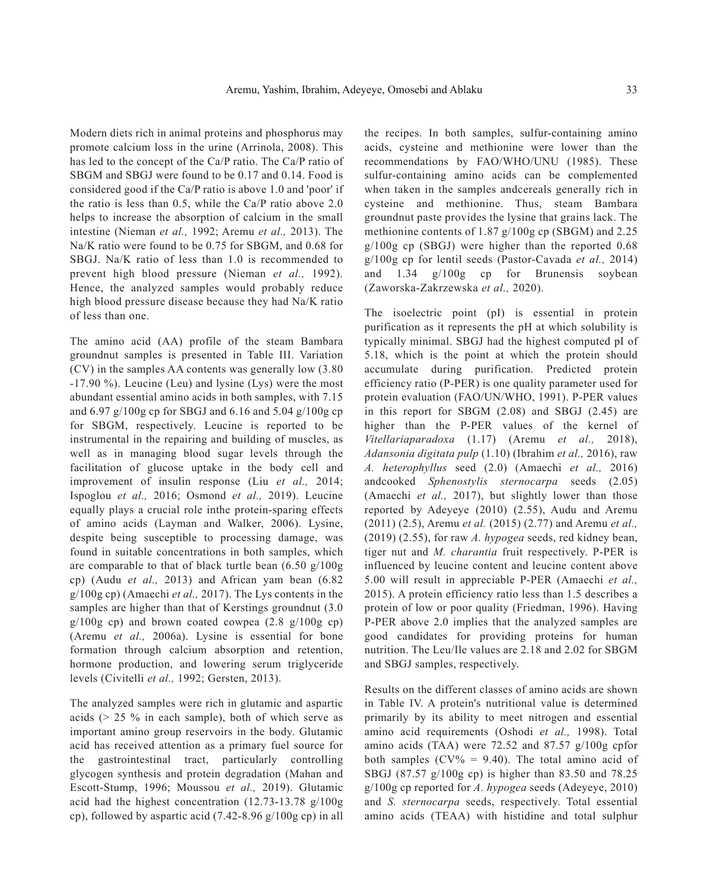Modern diets rich in animal proteins and phosphorus may promote calcium loss in the urine (Arrinola, 2008). This has led to the concept of the Ca/P ratio. The Ca/P ratio of SBGM and SBGJ were found to be 0.17 and 0.14. Food is considered good if the Ca/P ratio is above 1.0 and 'poor' if the ratio is less than 0.5, while the Ca/P ratio above 2.0 helps to increase the absorption of calcium in the small intestine (Nieman *et al.,* 1992; Aremu *et al.,* 2013). The Na/K ratio were found to be 0.75 for SBGM, and 0.68 for SBGJ. Na/K ratio of less than 1.0 is recommended to prevent high blood pressure (Nieman *et al.,* 1992). Hence, the analyzed samples would probably reduce high blood pressure disease because they had Na/K ratio of less than one.

The amino acid (AA) profile of the steam Bambara groundnut samples is presented in Table III. Variation (CV) in the samples AA contents was generally low (3.80 -17.90 %). Leucine (Leu) and lysine (Lys) were the most abundant essential amino acids in both samples, with 7.15 and 6.97 g/100g cp for SBGJ and 6.16 and 5.04 g/100g cp for SBGM, respectively. Leucine is reported to be instrumental in the repairing and building of muscles, as well as in managing blood sugar levels through the facilitation of glucose uptake in the body cell and improvement of insulin response (Liu *et al.,* 2014; Ispoglou *et al.,* 2016; Osmond *et al.,* 2019). Leucine equally plays a crucial role inthe protein-sparing effects of amino acids (Layman and Walker, 2006). Lysine, despite being susceptible to processing damage, was found in suitable concentrations in both samples, which are comparable to that of black turtle bean (6.50 g/100g cp) (Audu *et al.,* 2013) and African yam bean (6.82 g/100g cp) (Amaechi *et al.,* 2017). The Lys contents in the samples are higher than that of Kerstings groundnut (3.0 g/100g cp) and brown coated cowpea (2.8 g/100g cp) (Aremu *et al.,* 2006a). Lysine is essential for bone formation through calcium absorption and retention, hormone production, and lowering serum triglyceride levels (Civitelli *et al.,* 1992; Gersten, 2013).

The analyzed samples were rich in glutamic and aspartic acids (> 25 % in each sample), both of which serve as important amino group reservoirs in the body. Glutamic acid has received attention as a primary fuel source for the gastrointestinal tract, particularly controlling glycogen synthesis and protein degradation (Mahan and Escott-Stump, 1996; Moussou *et al.,* 2019). Glutamic acid had the highest concentration (12.73-13.78 g/100g cp), followed by aspartic acid (7.42-8.96 g/100g cp) in all the recipes. In both samples, sulfur-containing amino acids, cysteine and methionine were lower than the recommendations by FAO/WHO/UNU (1985). These sulfur-containing amino acids can be complemented when taken in the samples andcereals generally rich in cysteine and methionine. Thus, steam Bambara groundnut paste provides the lysine that grains lack. The methionine contents of 1.87 g/100g cp (SBGM) and 2.25 g/100g cp (SBGJ) were higher than the reported 0.68 g/100g cp for lentil seeds (Pastor-Cavada *et al.,* 2014) and 1.34 g/100g cp for Brunensis soybean (Zaworska-Zakrzewska *et al.,* 2020).

The isoelectric point (pI) is essential in protein purification as it represents the pH at which solubility is typically minimal. SBGJ had the highest computed pI of 5.18, which is the point at which the protein should accumulate during purification. Predicted protein efficiency ratio (P-PER) is one quality parameter used for protein evaluation (FAO/UN/WHO, 1991). P-PER values in this report for SBGM (2.08) and SBGJ (2.45) are higher than the P-PER values of the kernel of *Vitellariaparadoxa* (1.17) (Aremu *et al.,* 2018), *Adansonia digitata pulp* (1.10) (Ibrahim *et al.,* 2016), raw *A. heterophyllus* seed (2.0) (Amaechi *et al.,* 2016) andcooked *Sphenostylis sternocarpa* seeds (2.05) (Amaechi *et al.,* 2017), but slightly lower than those reported by Adeyeye (2010) (2.55), Audu and Aremu (2011) (2.5), Aremu *et al.* (2015) (2.77) and Aremu *et al.,* (2019) (2.55), for raw *A. hypogea* seeds, red kidney bean, tiger nut and *M. charantia* fruit respectively. P-PER is influenced by leucine content and leucine content above 5.00 will result in appreciable P-PER (Amaechi *et al.,* 2015). A protein efficiency ratio less than 1.5 describes a protein of low or poor quality (Friedman, 1996). Having P-PER above 2.0 implies that the analyzed samples are good candidates for providing proteins for human nutrition. The Leu/Ile values are 2.18 and 2.02 for SBGM and SBGJ samples, respectively.

Results on the different classes of amino acids are shown in Table IV. A protein's nutritional value is determined primarily by its ability to meet nitrogen and essential amino acid requirements (Oshodi *et al.,* 1998). Total amino acids (TAA) were 72.52 and 87.57 g/100g cpfor both samples (CV% = 9.40). The total amino acid of SBGJ (87.57 g/100g cp) is higher than 83.50 and 78.25 g/100g cp reported for *A. hypogea* seeds (Adeyeye, 2010) and *S. sternocarpa* seeds, respectively. Total essential amino acids (TEAA) with histidine and total sulphur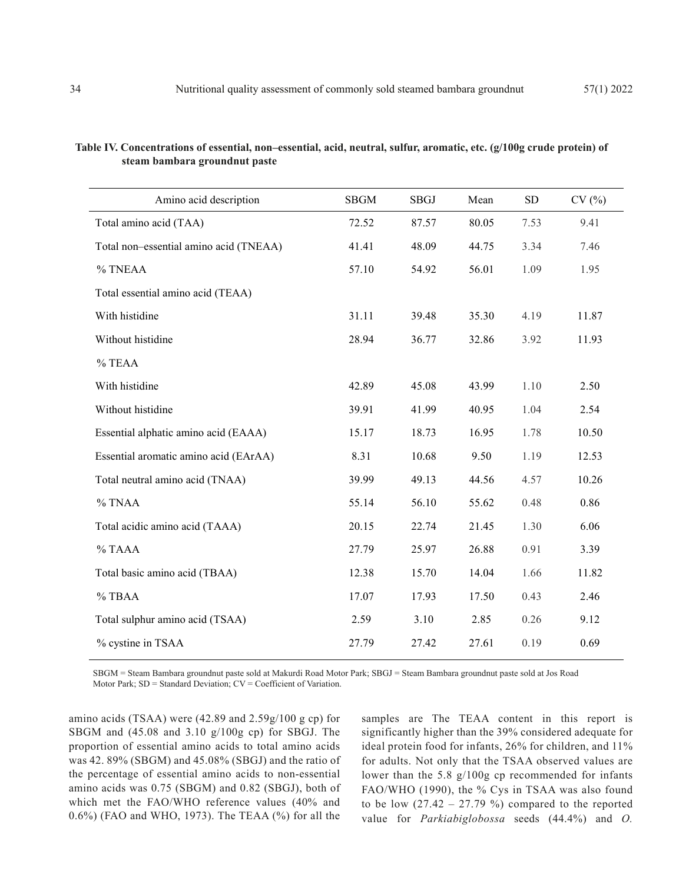**Table IV. Concentrations of essential, non–essential, acid, neutral, sulfur, aromatic, etc. (g/100g crude protein) of steam bambara groundnut paste**

| Amino acid description | SBGM | SBGJ | Mean | SD | CV (%) |
|---|---|---|---|---|---|
| Total amino acid (TAA) | 72.52 | 87.57 | 80.05 | 7.53 | 9.41 |
| Total non–essential amino acid (TNEAA) | 41.41 | 48.09 | 44.75 | 3.34 | 7.46 |
| % TNEAA | 57.10 | 54.92 | 56.01 | 1.09 | 1.95 |
| Total essential amino acid (TEAA) | | | | | |
| With histidine | 31.11 | 39.48 | 35.30 | 4.19 | 11.87 |
| Without histidine | 28.94 | 36.77 | 32.86 | 3.92 | 11.93 |
| % TEAA | | | | | |
| With histidine | 42.89 | 45.08 | 43.99 | 1.10 | 2.50 |
| Without histidine | 39.91 | 41.99 | 40.95 | 1.04 | 2.54 |
| Essential alphatic amino acid (EAAA) | 15.17 | 18.73 | 16.95 | 1.78 | 10.50 |
| Essential aromatic amino acid (EArAA) | 8.31 | 10.68 | 9.50 | 1.19 | 12.53 |
| Total neutral amino acid (TNAA) | 39.99 | 49.13 | 44.56 | 4.57 | 10.26 |
| % TNAA | 55.14 | 56.10 | 55.62 | 0.48 | 0.86 |
| Total acidic amino acid (TAAA) | 20.15 | 22.74 | 21.45 | 1.30 | 6.06 |
| % TAAA | 27.79 | 25.97 | 26.88 | 0.91 | 3.39 |
| Total basic amino acid (TBAA) | 12.38 | 15.70 | 14.04 | 1.66 | 11.82 |
| % TBAA | 17.07 | 17.93 | 17.50 | 0.43 | 2.46 |
| Total sulphur amino acid (TSAA) | 2.59 | 3.10 | 2.85 | 0.26 | 9.12 |
| % cystine in TSAA | 27.79 | 27.42 | 27.61 | 0.19 | 0.69 |

SBGM = Steam Bambara groundnut paste sold at Makurdi Road Motor Park; SBGJ = Steam Bambara groundnut paste sold at Jos Road Motor Park; SD = Standard Deviation; CV = Coefficient of Variation.

amino acids (TSAA) were (42.89 and 2.59g/100 g cp) for SBGM and (45.08 and 3.10 g/100g cp) for SBGJ. The proportion of essential amino acids to total amino acids was 42. 89% (SBGM) and 45.08% (SBGJ) and the ratio of the percentage of essential amino acids to non-essential amino acids was 0.75 (SBGM) and 0.82 (SBGJ), both of which met the FAO/WHO reference values (40% and 0.6%) (FAO and WHO, 1973). The TEAA (%) for all the samples are The TEAA content in this report is significantly higher than the 39% considered adequate for ideal protein food for infants, 26% for children, and 11% for adults. Not only that the TSAA observed values are lower than the 5.8 g/100g cp recommended for infants FAO/WHO (1990), the % Cys in TSAA was also found to be low (27.42 – 27.79 %) compared to the reported value for *Parkiabiglobossa* seeds (44.4%) and *O.*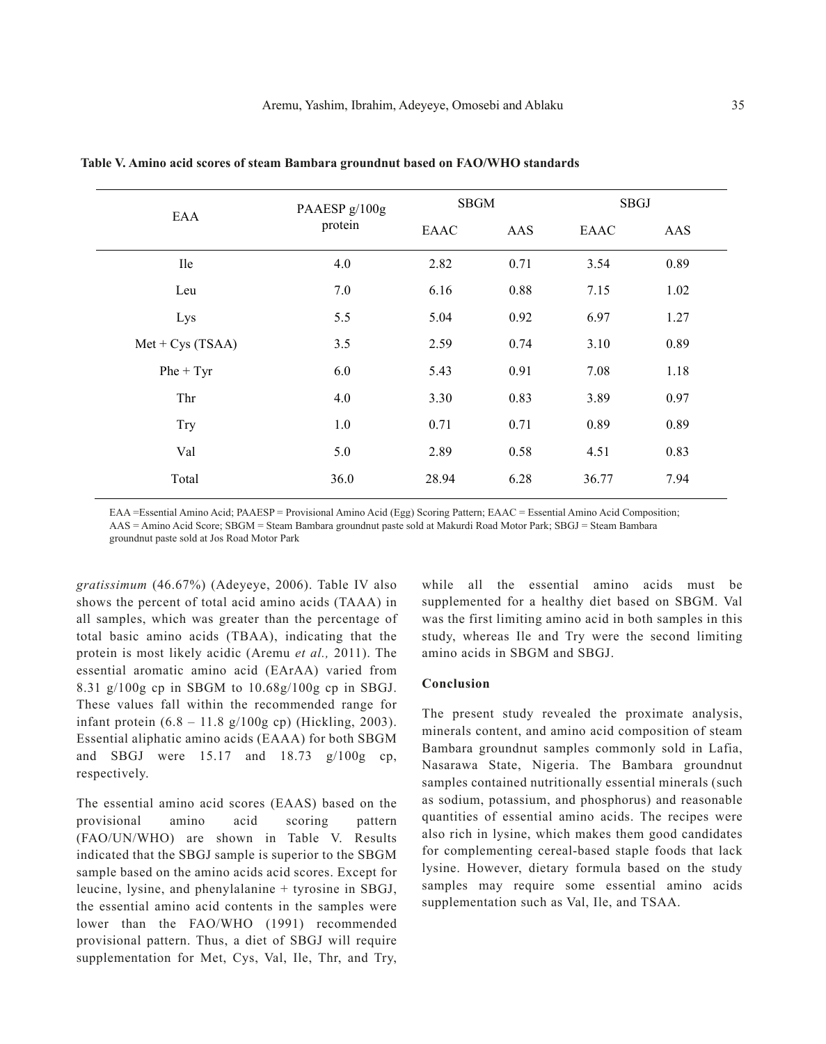**Table V. Amino acid scores of steam Bambara groundnut based on FAO/WHO standards**

| EAA | PAAESP g/100g protein | SBGM | | SBGJ | |
|---|---|---|---|---|---|
| | | EAAC | AAS | EAAC | AAS |
| Ile | 4.0 | 2.82 | 0.71 | 3.54 | 0.89 |
| Leu | 7.0 | 6.16 | 0.88 | 7.15 | 1.02 |
| Lys | 5.5 | 5.04 | 0.92 | 6.97 | 1.27 |
| Met + Cys (TSAA) | 3.5 | 2.59 | 0.74 | 3.10 | 0.89 |
| Phe + Tyr | 6.0 | 5.43 | 0.91 | 7.08 | 1.18 |
| Thr | 4.0 | 3.30 | 0.83 | 3.89 | 0.97 |
| Try | 1.0 | 0.71 | 0.71 | 0.89 | 0.89 |
| Val | 5.0 | 2.89 | 0.58 | 4.51 | 0.83 |
| Total | 36.0 | 28.94 | 6.28 | 36.77 | 7.94 |

EAA =Essential Amino Acid; PAAESP = Provisional Amino Acid (Egg) Scoring Pattern; EAAC = Essential Amino Acid Composition; AAS = Amino Acid Score; SBGM = Steam Bambara groundnut paste sold at Makurdi Road Motor Park; SBGJ = Steam Bambara groundnut paste sold at Jos Road Motor Park

*gratissimum* (46.67%) (Adeyeye, 2006). Table IV also shows the percent of total acid amino acids (TAAA) in all samples, which was greater than the percentage of total basic amino acids (TBAA), indicating that the protein is most likely acidic (Aremu *et al.,* 2011). The essential aromatic amino acid (EArAA) varied from 8.31 g/100g cp in SBGM to 10.68g/100g cp in SBGJ. These values fall within the recommended range for infant protein (6.8 – 11.8 g/100g cp) (Hickling, 2003). Essential aliphatic amino acids (EAAA) for both SBGM and SBGJ were 15.17 and 18.73 g/100g cp, respectively.

The essential amino acid scores (EAAS) based on the provisional amino acid scoring pattern (FAO/UN/WHO) are shown in Table V. Results indicated that the SBGJ sample is superior to the SBGM sample based on the amino acids acid scores. Except for leucine, lysine, and phenylalanine + tyrosine in SBGJ, the essential amino acid contents in the samples were lower than the FAO/WHO (1991) recommended provisional pattern. Thus, a diet of SBGJ will require supplementation for Met, Cys, Val, Ile, Thr, and Try, while all the essential amino acids must be supplemented for a healthy diet based on SBGM. Val was the first limiting amino acid in both samples in this study, whereas Ile and Try were the second limiting amino acids in SBGM and SBGJ.

## Conclusion

The present study revealed the proximate analysis, minerals content, and amino acid composition of steam Bambara groundnut samples commonly sold in Lafia, Nasarawa State, Nigeria. The Bambara groundnut samples contained nutritionally essential minerals (such as sodium, potassium, and phosphorus) and reasonable quantities of essential amino acids. The recipes were also rich in lysine, which makes them good candidates for complementing cereal-based staple foods that lack lysine. However, dietary formula based on the study samples may require some essential amino acids supplementation such as Val, Ile, and TSAA.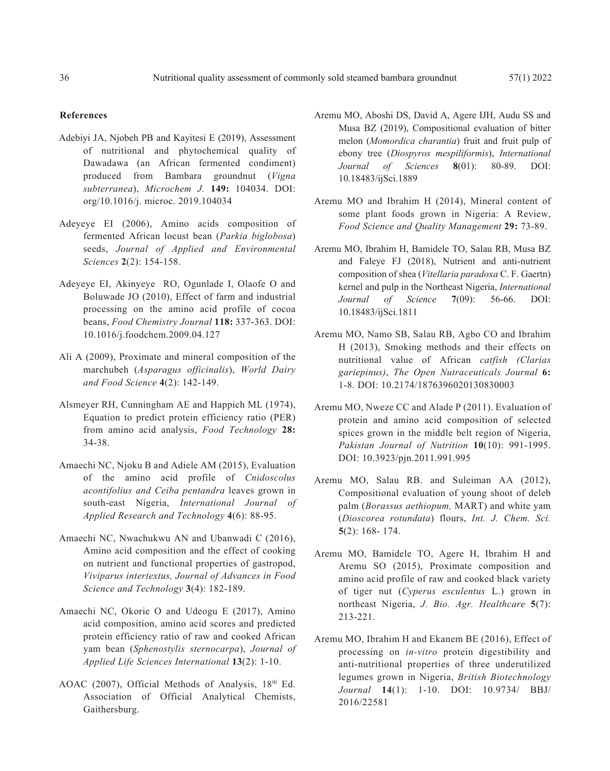## References

Adebiyi JA, Njobeh PB and Kayitesi E (2019), Assessment of nutritional and phytochemical quality of Dawadawa (an African fermented condiment) produced from Bambara groundnut (*Vigna subterranea*), *Microchem J.* **149:** 104034. DOI: org/10.1016/j. microc. 2019.104034

Adeyeye EI (2006), Amino acids composition of fermented African locust bean (*Parkia biglobosa*) seeds, *Journal of Applied and Environmental Sciences* **2**(2): 154-158.

Adeyeye EI, Akinyeye RO, Ogunlade I, Olaofe O and Boluwade JO (2010), Effect of farm and industrial processing on the amino acid profile of cocoa beans, *Food Chemistry Journal* **118:** 337-363. DOI: 10.1016/j.foodchem.2009.04.127

Ali A (2009), Proximate and mineral composition of the marchubeh (*Asparagus officinalis*), *World Dairy and Food Science* **4**(2): 142-149.

Alsmeyer RH, Cunningham AE and Happich ML (1974), Equation to predict protein efficiency ratio (PER) from amino acid analysis, *Food Technology* **28:** 34-38.

Amaechi NC, Njoku B and Adiele AM (2015), Evaluation of the amino acid profile of *Cnidoscolus acontifolius and Ceiba pentandra* leaves grown in south-east Nigeria, *International Journal of Applied Research and Technology* **4**(6): 88-95.

Amaechi NC, Nwachukwu AN and Ubanwadi C (2016), Amino acid composition and the effect of cooking on nutrient and functional properties of gastropod, *Viviparus intertextus, Journal of Advances in Food Science and Technology* **3**(4): 182-189.

Amaechi NC, Okorie O and Udeogu E (2017), Amino acid composition, amino acid scores and predicted protein efficiency ratio of raw and cooked African yam bean (*Sphenostylis sternocarpa*), *Journal of Applied Life Sciences International* **13**(2): 1-10.

AOAC (2007), Official Methods of Analysis, 18th Ed. Association of Official Analytical Chemists, Gaithersburg.

Aremu MO, Aboshi DS, David A, Agere IJH, Audu SS and Musa BZ (2019), Compositional evaluation of bitter melon (*Momordica charantia*) fruit and fruit pulp of ebony tree (*Diospyros mespiliformis*), *International Journal of Sciences* **8**(01): 80-89. DOI: 10.18483/ijSci.1889

Aremu MO and Ibrahim H (2014), Mineral content of some plant foods grown in Nigeria: A Review, *Food Science and Quality Management* **29:** 73-89.

Aremu MO, Ibrahim H, Bamidele TO, Salau RB, Musa BZ and Faleye FJ (2018), Nutrient and anti-nutrient composition of shea (*Vitellaria paradoxa* C. F. Gaertn) kernel and pulp in the Northeast Nigeria, *International Journal of Science* **7**(09): 56-66. DOI: 10.18483/ijSci.1811

Aremu MO, Namo SB, Salau RB, Agbo CO and Ibrahim H (2013), Smoking methods and their effects on nutritional value of African *catfish (Clarias gariepinus)*, *The Open Nutraceuticals Journal* **6:** 1-8. DOI: 10.2174/1876396020130830003

Aremu MO, Nweze CC and Alade P (2011). Evaluation of protein and amino acid composition of selected spices grown in the middle belt region of Nigeria, *Pakistan Journal of Nutrition* **10**(10): 991-1995. DOI: 10.3923/pjn.2011.991.995

Aremu MO, Salau RB. and Suleiman AA (2012), Compositional evaluation of young shoot of deleb palm (*Borassus aethiopum,* MART) and white yam (*Dioscorea rotundata*) flours, *Int. J. Chem. Sci.* **5**(2): 168- 174.

Aremu MO, Bamidele TO, Agere H, Ibrahim H and Aremu SO (2015), Proximate composition and amino acid profile of raw and cooked black variety of tiger nut (*Cyperus esculentus* L.) grown in northeast Nigeria, *J. Bio. Agr. Healthcare* **5**(7): 213-221.

Aremu MO, Ibrahim H and Ekanem BE (2016), Effect of processing on *in-vitro* protein digestibility and anti-nutritional properties of three underutilized legumes grown in Nigeria, *British Biotechnology Journal* **14**(1): 1-10. DOI: 10.9734/ BBJ/ 2016/22581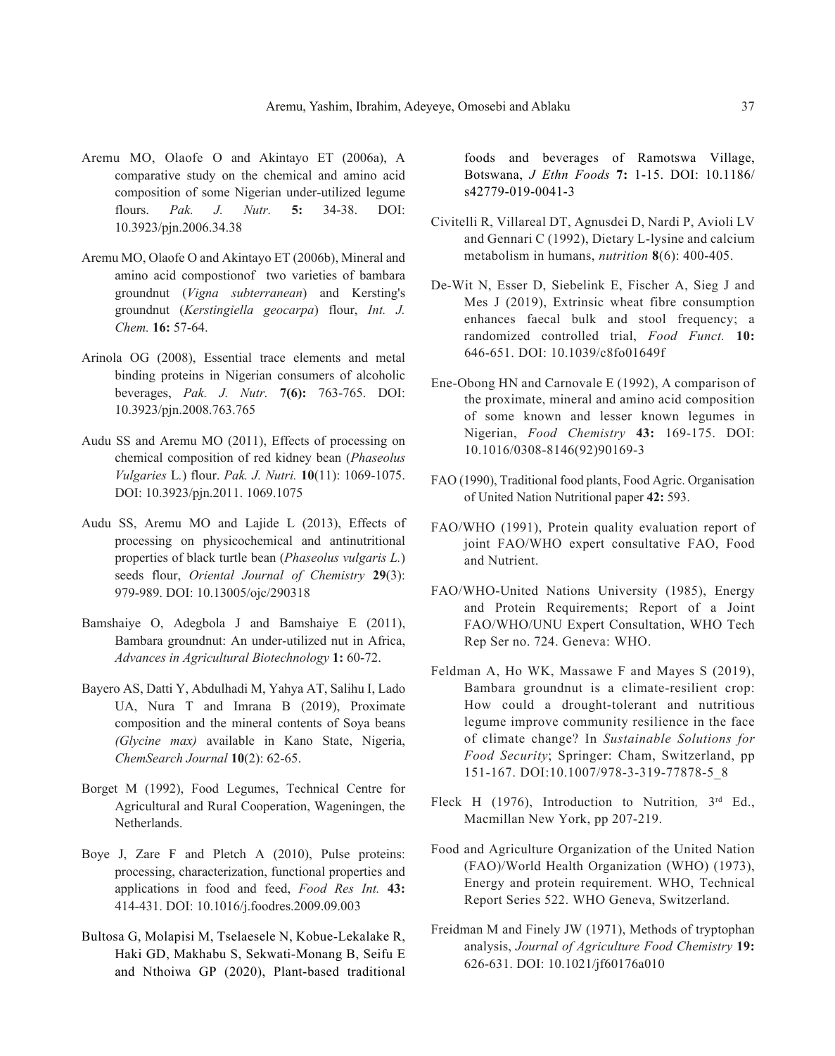Aremu MO, Olaofe O and Akintayo ET (2006a), A comparative study on the chemical and amino acid composition of some Nigerian under-utilized legume flours. *Pak. J. Nutr.* **5:** 34-38. DOI: 10.3923/pjn.2006.34.38

Aremu MO, Olaofe O and Akintayo ET (2006b), Mineral and amino acid compostionof two varieties of bambara groundnut (*Vigna subterranean*) and Kersting's groundnut (*Kerstingiella geocarpa*) flour, *Int. J. Chem.* **16:** 57-64.

Arinola OG (2008), Essential trace elements and metal binding proteins in Nigerian consumers of alcoholic beverages, *Pak. J. Nutr.* **7(6):** 763-765. DOI: 10.3923/pjn.2008.763.765

Audu SS and Aremu MO (2011), Effects of processing on chemical composition of red kidney bean (*Phaseolus Vulgaries* L.) flour. *Pak. J. Nutri.* **10**(11): 1069-1075. DOI: 10.3923/pjn.2011. 1069.1075

Audu SS, Aremu MO and Lajide L (2013), Effects of processing on physicochemical and antinutritional properties of black turtle bean (*Phaseolus vulgaris L.*) seeds flour, *Oriental Journal of Chemistry* **29**(3): 979-989. DOI: 10.13005/ojc/290318

Bamshaiye O, Adegbola J and Bamshaiye E (2011), Bambara groundnut: An under-utilized nut in Africa, *Advances in Agricultural Biotechnology* **1:** 60-72.

Bayero AS, Datti Y, Abdulhadi M, Yahya AT, Salihu I, Lado UA, Nura T and Imrana B (2019), Proximate composition and the mineral contents of Soya beans *(Glycine max)* available in Kano State, Nigeria, *ChemSearch Journal* **10**(2): 62-65.

Borget M (1992), Food Legumes, Technical Centre for Agricultural and Rural Cooperation, Wageningen, the Netherlands.

Boye J, Zare F and Pletch A (2010), Pulse proteins: processing, characterization, functional properties and applications in food and feed, *Food Res Int.* **43:** 414-431. DOI: 10.1016/j.foodres.2009.09.003

Bultosa G, Molapisi M, Tselaesele N, Kobue-Lekalake R, Haki GD, Makhabu S, Sekwati-Monang B, Seifu E and Nthoiwa GP (2020), Plant-based traditional foods and beverages of Ramotswa Village, Botswana, *J Ethn Foods* **7:** 1-15. DOI: 10.1186/ s42779-019-0041-3

Civitelli R, Villareal DT, Agnusdei D, Nardi P, Avioli LV and Gennari C (1992), Dietary L-lysine and calcium metabolism in humans, *nutrition* **8**(6): 400-405.

De-Wit N, Esser D, Siebelink E, Fischer A, Sieg J and Mes J (2019), Extrinsic wheat fibre consumption enhances faecal bulk and stool frequency; a randomized controlled trial, *Food Funct.* **10:** 646-651. DOI: 10.1039/c8fo01649f

Ene-Obong HN and Carnovale E (1992), A comparison of the proximate, mineral and amino acid composition of some known and lesser known legumes in Nigerian, *Food Chemistry* **43:** 169-175. DOI: 10.1016/0308-8146(92)90169-3

FAO (1990), Traditional food plants, Food Agric. Organisation of United Nation Nutritional paper **42:** 593.

FAO/WHO (1991), Protein quality evaluation report of joint FAO/WHO expert consultative FAO, Food and Nutrient.

FAO/WHO-United Nations University (1985), Energy and Protein Requirements; Report of a Joint FAO/WHO/UNU Expert Consultation, WHO Tech Rep Ser no. 724. Geneva: WHO.

Feldman A, Ho WK, Massawe F and Mayes S (2019), Bambara groundnut is a climate-resilient crop: How could a drought-tolerant and nutritious legume improve community resilience in the face of climate change? In *Sustainable Solutions for Food Security*; Springer: Cham, Switzerland, pp 151-167. DOI:10.1007/978-3-319-77878-5_8

Fleck H (1976), Introduction to Nutrition*,* 3rd Ed., Macmillan New York, pp 207-219.

Food and Agriculture Organization of the United Nation (FAO)/World Health Organization (WHO) (1973), Energy and protein requirement. WHO, Technical Report Series 522. WHO Geneva, Switzerland.

Freidman M and Finely JW (1971), Methods of tryptophan analysis, *Journal of Agriculture Food Chemistry* **19:** 626-631. DOI: 10.1021/jf60176a010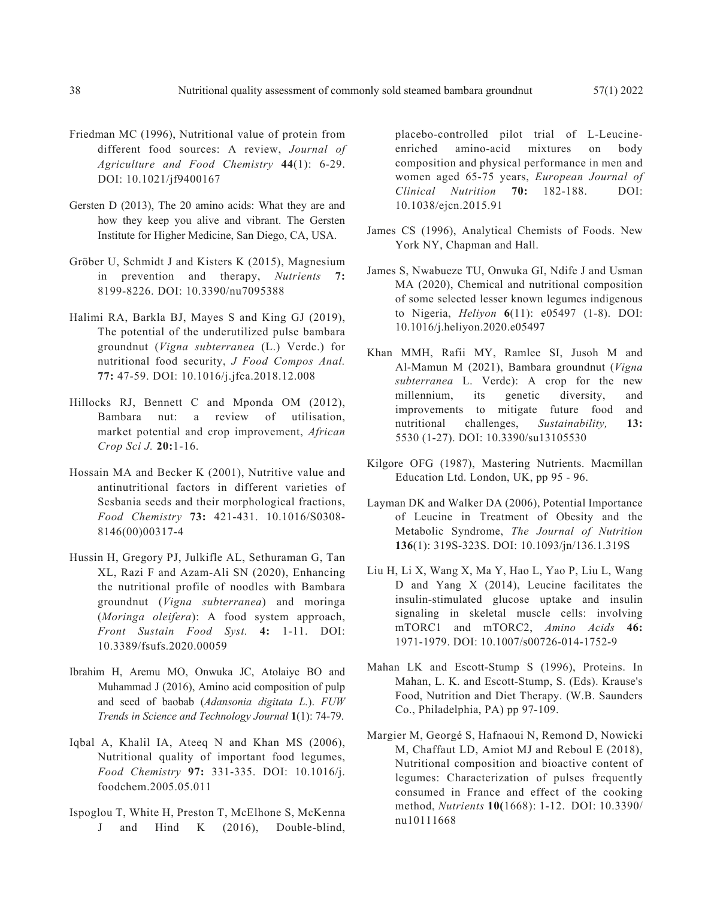Friedman MC (1996), Nutritional value of protein from different food sources: A review, *Journal of Agriculture and Food Chemistry* **44**(1): 6-29. DOI: 10.1021/jf9400167

Gersten D (2013), The 20 amino acids: What they are and how they keep you alive and vibrant. The Gersten Institute for Higher Medicine, San Diego, CA, USA.

Gröber U, Schmidt J and Kisters K (2015), Magnesium in prevention and therapy, *Nutrients* **7:** 8199-8226. DOI: 10.3390/nu7095388

Halimi RA, Barkla BJ, Mayes S and King GJ (2019), The potential of the underutilized pulse bambara groundnut (*Vigna subterranea* (L.) Verdc.) for nutritional food security, *J Food Compos Anal.* **77:** 47-59. DOI: 10.1016/j.jfca.2018.12.008

Hillocks RJ, Bennett C and Mponda OM (2012), Bambara nut: a review of utilisation, market potential and crop improvement, *African Crop Sci J.* **20:**1-16.

Hossain MA and Becker K (2001), Nutritive value and antinutritional factors in different varieties of Sesbania seeds and their morphological fractions, *Food Chemistry* **73:** 421-431. 10.1016/S0308-8146(00)00317-4

Hussin H, Gregory PJ, Julkifle AL, Sethuraman G, Tan XL, Razi F and Azam-Ali SN (2020), Enhancing the nutritional profile of noodles with Bambara groundnut (*Vigna subterranea*) and moringa (*Moringa oleifera*): A food system approach, *Front Sustain Food Syst.* **4:** 1-11. DOI: 10.3389/fsufs.2020.00059

Ibrahim H, Aremu MO, Onwuka JC, Atolaiye BO and Muhammad J (2016), Amino acid composition of pulp and seed of baobab (*Adansonia digitata L.*). *FUW Trends in Science and Technology Journal* **1**(1): 74-79.

Iqbal A, Khalil IA, Ateeq N and Khan MS (2006), Nutritional quality of important food legumes, *Food Chemistry* **97:** 331-335. DOI: 10.1016/j.foodchem.2005.05.011

Ispoglou T, White H, Preston T, McElhone S, McKenna J and Hind K (2016), Double-blind, placebo-controlled pilot trial of L-Leucine-enriched amino-acid mixtures on body composition and physical performance in men and women aged 65-75 years, *European Journal of Clinical Nutrition* **70:** 182-188. DOI: 10.1038/ejcn.2015.91

James CS (1996), Analytical Chemists of Foods. New York NY, Chapman and Hall.

James S, Nwabueze TU, Onwuka GI, Ndife J and Usman MA (2020), Chemical and nutritional composition of some selected lesser known legumes indigenous to Nigeria, *Heliyon* **6**(11): e05497 (1-8). DOI: 10.1016/j.heliyon.2020.e05497

Khan MMH, Rafii MY, Ramlee SI, Jusoh M and Al-Mamun M (2021), Bambara groundnut (*Vigna subterranea* L. Verdc): A crop for the new millennium, its genetic diversity, and improvements to mitigate future food and nutritional challenges, *Sustainability,* **13:** 5530 (1-27). DOI: 10.3390/su13105530

Kilgore OFG (1987), Mastering Nutrients. Macmillan Education Ltd. London, UK, pp 95 - 96.

Layman DK and Walker DA (2006), Potential Importance of Leucine in Treatment of Obesity and the Metabolic Syndrome, *The Journal of Nutrition* **136**(1): 319S-323S. DOI: 10.1093/jn/136.1.319S

Liu H, Li X, Wang X, Ma Y, Hao L, Yao P, Liu L, Wang D and Yang X (2014), Leucine facilitates the insulin-stimulated glucose uptake and insulin signaling in skeletal muscle cells: involving mTORC1 and mTORC2, *Amino Acids* **46:** 1971-1979. DOI: 10.1007/s00726-014-1752-9

Mahan LK and Escott-Stump S (1996), Proteins. In Mahan, L. K. and Escott-Stump, S. (Eds). Krause's Food, Nutrition and Diet Therapy. (W.B. Saunders Co., Philadelphia, PA) pp 97-109.

Margier M, Georgé S, Hafnaoui N, Remond D, Nowicki M, Chaffaut LD, Amiot MJ and Reboul E (2018), Nutritional composition and bioactive content of legumes: Characterization of pulses frequently consumed in France and effect of the cooking method, *Nutrients* **10(**1668): 1-12. DOI: 10.3390/nu10111668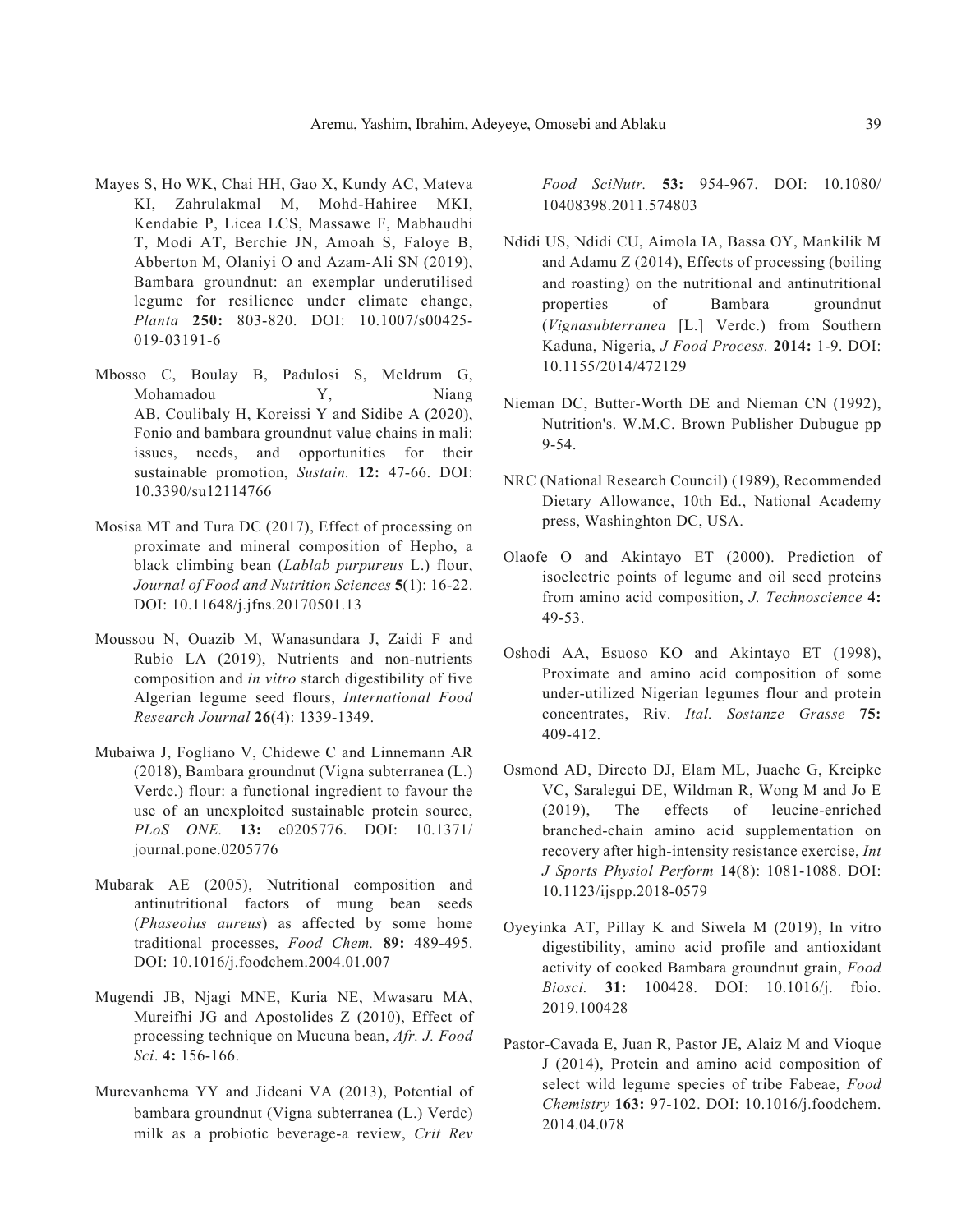Mayes S, Ho WK, Chai HH, Gao X, Kundy AC, Mateva KI, Zahrulakmal M, Mohd-Hahiree MKI, Kendabie P, Licea LCS, Massawe F, Mabhaudhi T, Modi AT, Berchie JN, Amoah S, Faloye B, Abberton M, Olaniyi O and Azam-Ali SN (2019), Bambara groundnut: an exemplar underutilised legume for resilience under climate change, *Planta* **250:** 803-820. DOI: 10.1007/s00425-019-03191-6

Mbosso C, Boulay B, Padulosi S, Meldrum G, Mohamadou Y, Niang AB, Coulibaly H, Koreissi Y and Sidibe A (2020), Fonio and bambara groundnut value chains in mali: issues, needs, and opportunities for their sustainable promotion, *Sustain.* **12:** 47-66. DOI: 10.3390/su12114766

Mosisa MT and Tura DC (2017), Effect of processing on proximate and mineral composition of Hepho, a black climbing bean (*Lablab purpureus* L.) flour, *Journal of Food and Nutrition Sciences* **5**(1): 16-22. DOI: 10.11648/j.jfns.20170501.13

Moussou N, Ouazib M, Wanasundara J, Zaidi F and Rubio LA (2019), Nutrients and non-nutrients composition and *in vitro* starch digestibility of five Algerian legume seed flours, *International Food Research Journal* **26**(4): 1339-1349.

Mubaiwa J, Fogliano V, Chidewe C and Linnemann AR (2018), Bambara groundnut (Vigna subterranea (L.) Verdc.) flour: a functional ingredient to favour the use of an unexploited sustainable protein source, *PLoS ONE.* **13:** e0205776. DOI: 10.1371/journal.pone.0205776

Mubarak AE (2005), Nutritional composition and antinutritional factors of mung bean seeds (*Phaseolus aureus*) as affected by some home traditional processes, *Food Chem.* **89:** 489-495. DOI: 10.1016/j.foodchem.2004.01.007

Mugendi JB, Njagi MNE, Kuria NE, Mwasaru MA, Mureifhi JG and Apostolides Z (2010), Effect of processing technique on Mucuna bean, *Afr. J. Food Sci*. **4:** 156-166.

Murevanhema YY and Jideani VA (2013), Potential of bambara groundnut (Vigna subterranea (L.) Verdc) milk as a probiotic beverage-a review, *Crit Rev Food SciNutr.* **53:** 954-967. DOI: 10.1080/10408398.2011.574803

Ndidi US, Ndidi CU, Aimola IA, Bassa OY, Mankilik M and Adamu Z (2014), Effects of processing (boiling and roasting) on the nutritional and antinutritional properties of Bambara groundnut (*Vignasubterranea* [L.] Verdc.) from Southern Kaduna, Nigeria, *J Food Process.* **2014:** 1-9. DOI: 10.1155/2014/472129

Nieman DC, Butter-Worth DE and Nieman CN (1992), Nutrition's. W.M.C. Brown Publisher Dubugue pp 9-54.

NRC (National Research Council) (1989), Recommended Dietary Allowance, 10th Ed., National Academy press, Washinghton DC, USA.

Olaofe O and Akintayo ET (2000). Prediction of isoelectric points of legume and oil seed proteins from amino acid composition, *J. Technoscience* **4:** 49-53.

Oshodi AA, Esuoso KO and Akintayo ET (1998), Proximate and amino acid composition of some under-utilized Nigerian legumes flour and protein concentrates, Riv. *Ital. Sostanze Grasse* **75:** 409-412.

Osmond AD, Directo DJ, Elam ML, Juache G, Kreipke VC, Saralegui DE, Wildman R, Wong M and Jo E (2019), The effects of leucine-enriched branched-chain amino acid supplementation on recovery after high-intensity resistance exercise, *Int J Sports Physiol Perform* **14**(8): 1081-1088. DOI: 10.1123/ijspp.2018-0579

Oyeyinka AT, Pillay K and Siwela M (2019), In vitro digestibility, amino acid profile and antioxidant activity of cooked Bambara groundnut grain, *Food Biosci.* **31:** 100428. DOI: 10.1016/j. fbio. 2019.100428

Pastor-Cavada E, Juan R, Pastor JE, Alaiz M and Vioque J (2014), Protein and amino acid composition of select wild legume species of tribe Fabeae, *Food Chemistry* **163:** 97-102. DOI: 10.1016/j.foodchem. 2014.04.078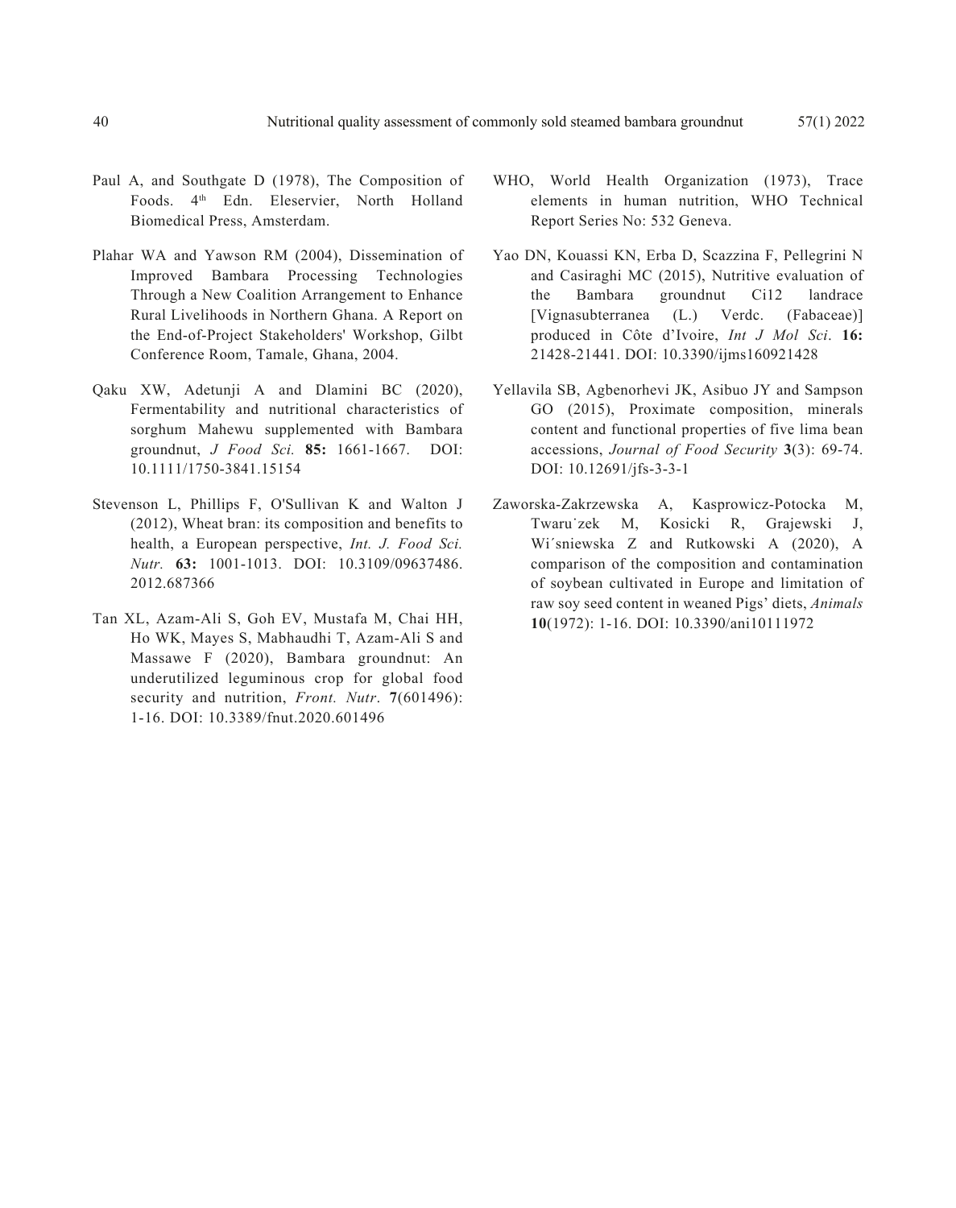Paul A, and Southgate D (1978), The Composition of Foods. 4th Edn. Eleservier, North Holland Biomedical Press, Amsterdam.

Plahar WA and Yawson RM (2004), Dissemination of Improved Bambara Processing Technologies Through a New Coalition Arrangement to Enhance Rural Livelihoods in Northern Ghana. A Report on the End-of-Project Stakeholders' Workshop, Gilbt Conference Room, Tamale, Ghana, 2004.

Qaku XW, Adetunji A and Dlamini BC (2020), Fermentability and nutritional characteristics of sorghum Mahewu supplemented with Bambara groundnut, *J Food Sci.* **85:** 1661-1667. DOI: 10.1111/1750-3841.15154

Stevenson L, Phillips F, O'Sullivan K and Walton J (2012), Wheat bran: its composition and benefits to health, a European perspective, *Int. J. Food Sci. Nutr.* **63:** 1001-1013. DOI: 10.3109/09637486.2012.687366

Tan XL, Azam-Ali S, Goh EV, Mustafa M, Chai HH, Ho WK, Mayes S, Mabhaudhi T, Azam-Ali S and Massawe F (2020), Bambara groundnut: An underutilized leguminous crop for global food security and nutrition, *Front. Nutr*. **7**(601496): 1-16. DOI: 10.3389/fnut.2020.601496

WHO, World Health Organization (1973), Trace elements in human nutrition, WHO Technical Report Series No: 532 Geneva.

Yao DN, Kouassi KN, Erba D, Scazzina F, Pellegrini N and Casiraghi MC (2015), Nutritive evaluation of the Bambara groundnut Ci12 landrace [Vignasubterranea (L.) Verdc. (Fabaceae)] produced in Côte d'Ivoire, *Int J Mol Sci*. **16:** 21428-21441. DOI: 10.3390/ijms160921428

Yellavila SB, Agbenorhevi JK, Asibuo JY and Sampson GO (2015), Proximate composition, minerals content and functional properties of five lima bean accessions, *Journal of Food Security* **3**(3): 69-74. DOI: 10.12691/jfs-3-3-1

Zaworska-Zakrzewska A, Kasprowicz-Potocka M, Twaru´zek M, Kosicki R, Grajewski J, Wi´sniewska Z and Rutkowski A (2020), A comparison of the composition and contamination of soybean cultivated in Europe and limitation of raw soy seed content in weaned Pigs' diets, *Animals* **10**(1972): 1-16. DOI: 10.3390/ani10111972